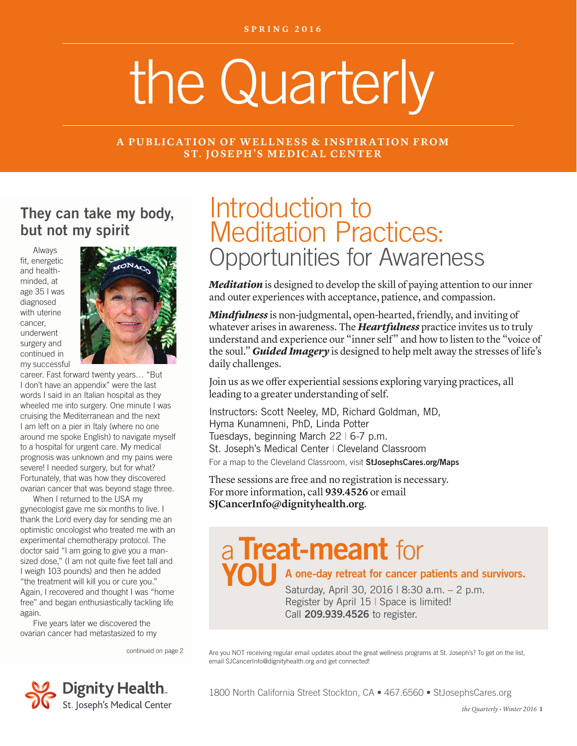SPRING 2016

# the Quarterly

A PUBLICATION OF WELLNESS & INSPIRATION FROM ST. JOSEPH'S MEDICAL CENTER

## They can take my body, but not my spirit

Always fit, energetic and health-minded, at age 35 I was diagnosed with uterine cancer, underwent surgery and continued in my successful career. Fast forward twenty years… "But I don't have an appendix" were the last words I said in an Italian hospital as they wheeled me into surgery. One minute I was cruising the Mediterranean and the next I am left on a pier in Italy (where no one around me spoke English) to navigate myself to a hospital for urgent care. My medical prognosis was unknown and my pains were severe! I needed surgery, but for what? Fortunately, that was how they discovered ovarian cancer that was beyond stage three.

When I returned to the USA my gynecologist gave me six months to live. I thank the Lord every day for sending me an optimistic oncologist who treated me with an experimental chemotherapy protocol. The doctor said "I am going to give you a man-sized dose," (I am not quite five feet tall and I weigh 103 pounds) and then he added "the treatment will kill you or cure you." Again, I recovered and thought I was "home free" and began enthusiastically tackling life again.

Five years later we discovered the ovarian cancer had metastasized to my

continued on page 2

## Introduction to Meditation Practices: Opportunities for Awareness

***Meditation*** is designed to develop the skill of paying attention to our inner and outer experiences with acceptance, patience, and compassion.

***Mindfulness*** is non-judgmental, open-hearted, friendly, and inviting of whatever arises in awareness. The ***Heartfulness*** practice invites us to truly understand and experience our "inner self" and how to listen to the "voice of the soul." ***Guided Imagery*** is designed to help melt away the stresses of life's daily challenges.

Join us as we offer experiential sessions exploring varying practices, all leading to a greater understanding of self.

Instructors: Scott Neeley, MD, Richard Goldman, MD, Hyma Kunamneni, PhD, Linda Potter
Tuesdays, beginning March 22 | 6-7 p.m.
St. Joseph's Medical Center | Cleveland Classroom
For a map to the Cleveland Classroom, visit **StJosephsCares.org/Maps**

These sessions are free and no registration is necessary.
For more information, call **939.4526** or email **SJCancerInfo@dignityhealth.org**.

## a Treat-meant for YOU

**A one-day retreat for cancer patients and survivors.**

Saturday, April 30, 2016 | 8:30 a.m. – 2 p.m.
Register by April 15 | Space is limited!
Call **209.939.4526** to register.

Are you NOT receiving regular email updates about the great wellness programs at St. Joseph's? To get on the list, email SJCancerInfo@dignityhealth.org and get connected!

Dignity Health. St. Joseph's Medical Center

1800 North California Street Stockton, CA • 467.6560 • StJosephsCares.org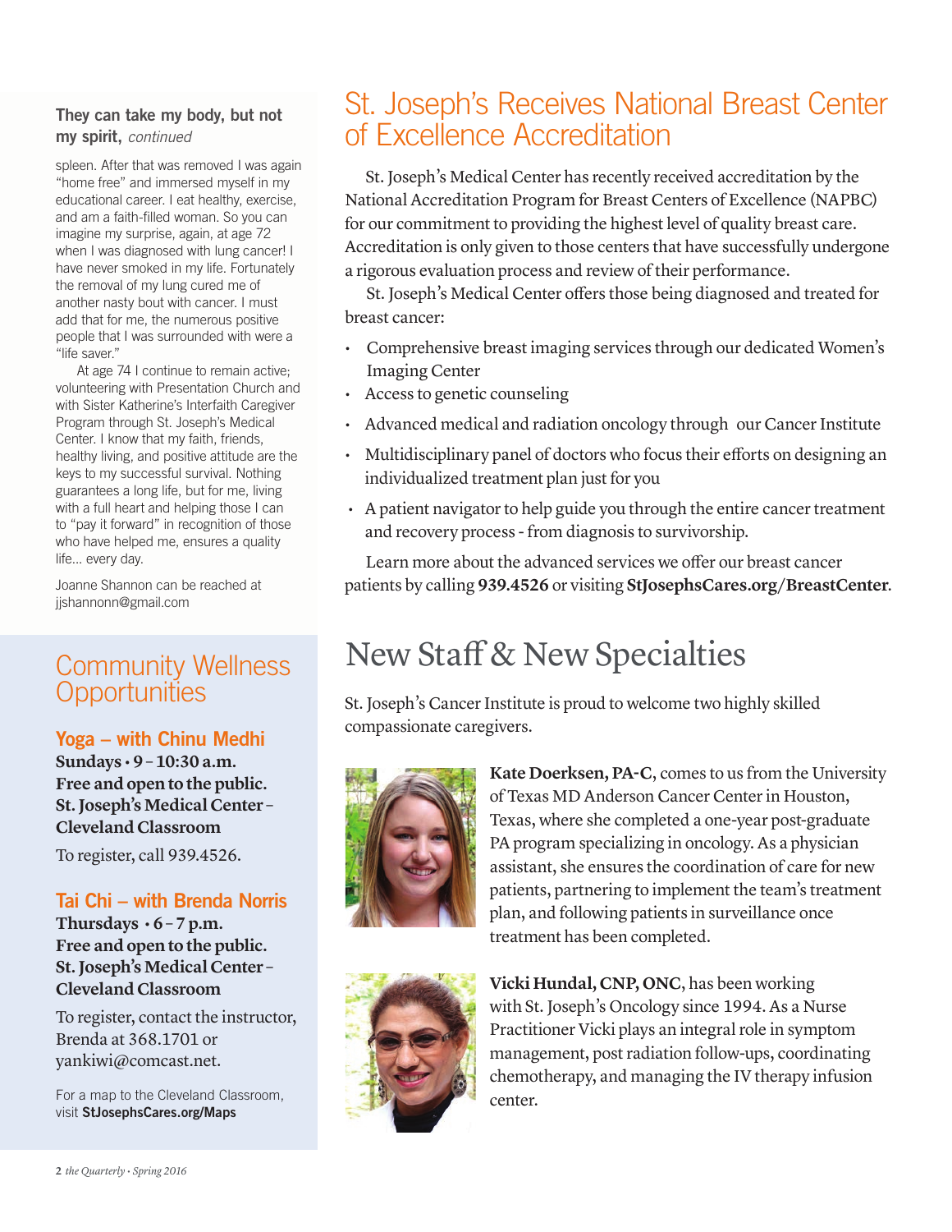**They can take my body, but not my spirit,** *continued*

spleen. After that was removed I was again "home free" and immersed myself in my educational career. I eat healthy, exercise, and am a faith-filled woman. So you can imagine my surprise, again, at age 72 when I was diagnosed with lung cancer! I have never smoked in my life. Fortunately the removal of my lung cured me of another nasty bout with cancer. I must add that for me, the numerous positive people that I was surrounded with were a "life saver."

At age 74 I continue to remain active; volunteering with Presentation Church and with Sister Katherine's Interfaith Caregiver Program through St. Joseph's Medical Center. I know that my faith, friends, healthy living, and positive attitude are the keys to my successful survival. Nothing guarantees a long life, but for me, living with a full heart and helping those I can to "pay it forward" in recognition of those who have helped me, ensures a quality life… every day.

Joanne Shannon can be reached at jjshannonn@gmail.com

## Community Wellness Opportunities

### Yoga – with Chinu Medhi

**Sundays • 9 – 10:30 a.m.**
**Free and open to the public.**
**St. Joseph's Medical Center – Cleveland Classroom**

To register, call 939.4526.

### Tai Chi – with Brenda Norris

**Thursdays • 6 – 7 p.m.**
**Free and open to the public.**
**St. Joseph's Medical Center – Cleveland Classroom**

To register, contact the instructor, Brenda at 368.1701 or yankiwi@comcast.net.

For a map to the Cleveland Classroom, visit **StJosephsCares.org/Maps**

# St. Joseph's Receives National Breast Center of Excellence Accreditation

St. Joseph's Medical Center has recently received accreditation by the National Accreditation Program for Breast Centers of Excellence (NAPBC) for our commitment to providing the highest level of quality breast care. Accreditation is only given to those centers that have successfully undergone a rigorous evaluation process and review of their performance.

St. Joseph's Medical Center offers those being diagnosed and treated for breast cancer:

- Comprehensive breast imaging services through our dedicated Women's Imaging Center
- Access to genetic counseling
- Advanced medical and radiation oncology through our Cancer Institute
- Multidisciplinary panel of doctors who focus their efforts on designing an individualized treatment plan just for you
- A patient navigator to help guide you through the entire cancer treatment and recovery process - from diagnosis to survivorship.

Learn more about the advanced services we offer our breast cancer patients by calling **939.4526** or visiting **StJosephsCares.org/BreastCenter**.

# New Staff & New Specialties

St. Joseph's Cancer Institute is proud to welcome two highly skilled compassionate caregivers.

**Kate Doerksen, PA-C**, comes to us from the University of Texas MD Anderson Cancer Center in Houston, Texas, where she completed a one-year post-graduate PA program specializing in oncology. As a physician assistant, she ensures the coordination of care for new patients, partnering to implement the team's treatment plan, and following patients in surveillance once treatment has been completed.

**Vicki Hundal, CNP, ONC**, has been working with St. Joseph's Oncology since 1994. As a Nurse Practitioner Vicki plays an integral role in symptom management, post radiation follow-ups, coordinating chemotherapy, and managing the IV therapy infusion center.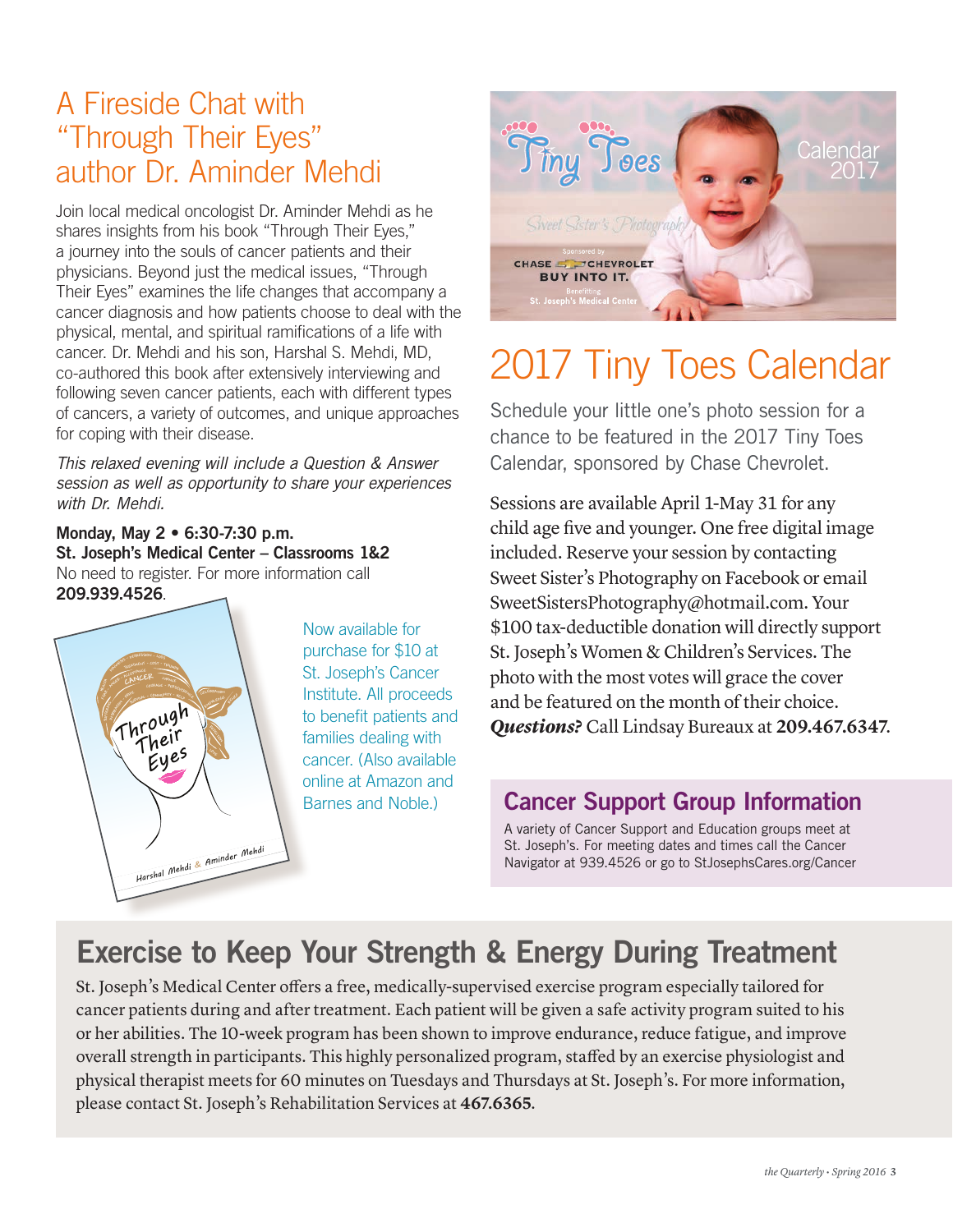## A Fireside Chat with "Through Their Eyes" author Dr. Aminder Mehdi

Join local medical oncologist Dr. Aminder Mehdi as he shares insights from his book "Through Their Eyes," a journey into the souls of cancer patients and their physicians. Beyond just the medical issues, "Through Their Eyes" examines the life changes that accompany a cancer diagnosis and how patients choose to deal with the physical, mental, and spiritual ramifications of a life with cancer. Dr. Mehdi and his son, Harshal S. Mehdi, MD, co-authored this book after extensively interviewing and following seven cancer patients, each with different types of cancers, a variety of outcomes, and unique approaches for coping with their disease.

*This relaxed evening will include a Question & Answer session as well as opportunity to share your experiences with Dr. Mehdi.*

**Monday, May 2 • 6:30-7:30 p.m.**
**St. Joseph's Medical Center – Classrooms 1&2**
No need to register. For more information call **209.939.4526**.

Now available for purchase for $10 at St. Joseph's Cancer Institute. All proceeds to benefit patients and families dealing with cancer. (Also available online at Amazon and Barnes and Noble.)

## 2017 Tiny Toes Calendar

Schedule your little one's photo session for a chance to be featured in the 2017 Tiny Toes Calendar, sponsored by Chase Chevrolet.

Sessions are available April 1-May 31 for any child age five and younger. One free digital image included. Reserve your session by contacting Sweet Sister's Photography on Facebook or email SweetSistersPhotography@hotmail.com. Your $100 tax-deductible donation will directly support St. Joseph's Women & Children's Services. The photo with the most votes will grace the cover and be featured on the month of their choice. ***Questions?*** Call Lindsay Bureaux at **209.467.6347**.

### Cancer Support Group Information

A variety of Cancer Support and Education groups meet at St. Joseph's. For meeting dates and times call the Cancer Navigator at 939.4526 or go to StJosephsCares.org/Cancer

## Exercise to Keep Your Strength & Energy During Treatment

St. Joseph's Medical Center offers a free, medically-supervised exercise program especially tailored for cancer patients during and after treatment. Each patient will be given a safe activity program suited to his or her abilities. The 10-week program has been shown to improve endurance, reduce fatigue, and improve overall strength in participants. This highly personalized program, staffed by an exercise physiologist and physical therapist meets for 60 minutes on Tuesdays and Thursdays at St. Joseph's. For more information, please contact St. Joseph's Rehabilitation Services at **467.6365**.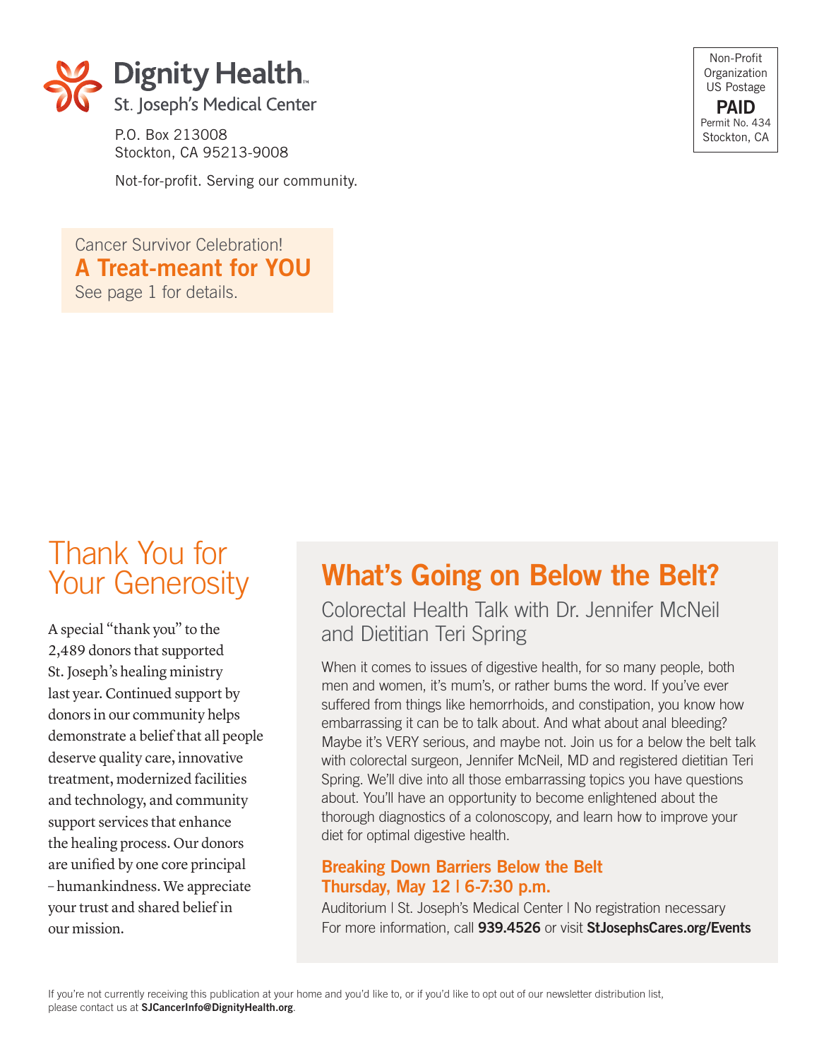Dignity Health
St. Joseph's Medical Center

P.O. Box 213008
Stockton, CA 95213-9008

Not-for-profit. Serving our community.

Non-Profit Organization
US Postage
**PAID**
Permit No. 434
Stockton, CA

Cancer Survivor Celebration!
**A Treat-meant for YOU**
See page 1 for details.

## Thank You for Your Generosity

A special "thank you" to the 2,489 donors that supported St. Joseph's healing ministry last year. Continued support by donors in our community helps demonstrate a belief that all people deserve quality care, innovative treatment, modernized facilities and technology, and community support services that enhance the healing process. Our donors are unified by one core principal – humankindness. We appreciate your trust and shared belief in our mission.

## What's Going on Below the Belt?

### Colorectal Health Talk with Dr. Jennifer McNeil and Dietitian Teri Spring

When it comes to issues of digestive health, for so many people, both men and women, it's mum's, or rather bums the word. If you've ever suffered from things like hemorrhoids, and constipation, you know how embarrassing it can be to talk about. And what about anal bleeding? Maybe it's VERY serious, and maybe not. Join us for a below the belt talk with colorectal surgeon, Jennifer McNeil, MD and registered dietitian Teri Spring. We'll dive into all those embarrassing topics you have questions about. You'll have an opportunity to become enlightened about the thorough diagnostics of a colonoscopy, and learn how to improve your diet for optimal digestive health.

**Breaking Down Barriers Below the Belt**
**Thursday, May 12 | 6-7:30 p.m.**

Auditorium | St. Joseph's Medical Center | No registration necessary
For more information, call **939.4526** or visit **StJosephsCares.org/Events**

If you're not currently receiving this publication at your home and you'd like to, or if you'd like to opt out of our newsletter distribution list, please contact us at **SJCancerInfo@DignityHealth.org**.